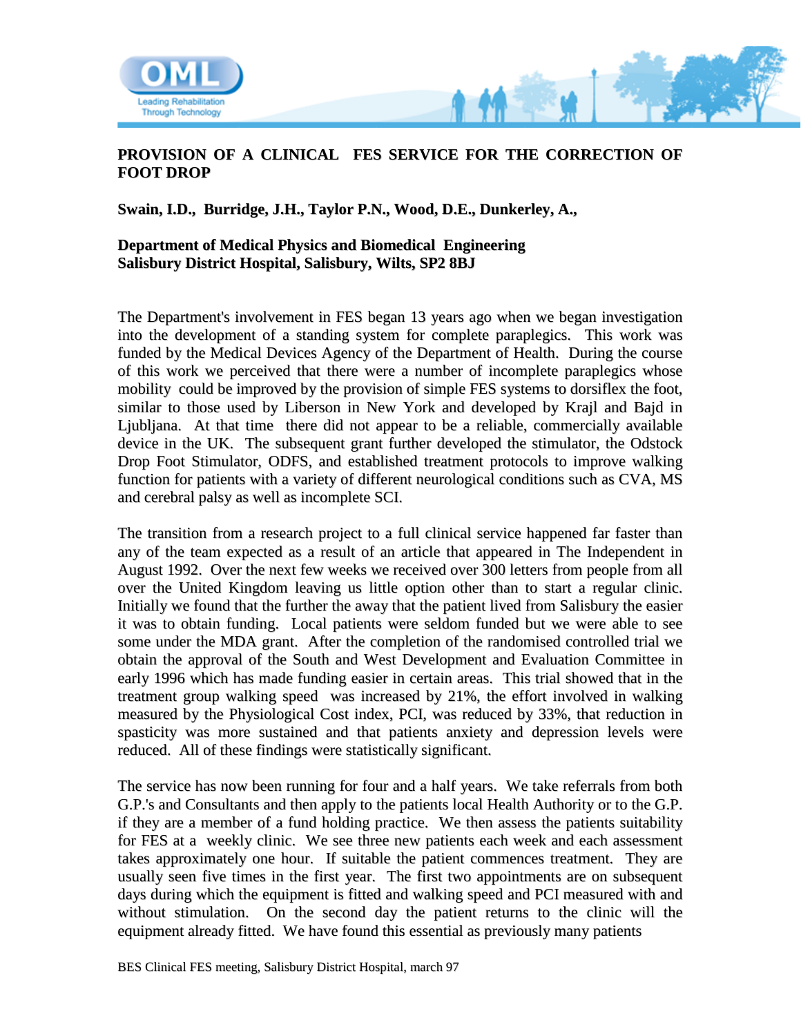# PROVISION OF A CLINICAL FES SERVICE FOR THE CORRECTION OF FOOT DROP

**Swain, I.D., Burridge, J.H., Taylor P.N., Wood, D.E., Dunkerley, A.,**

**Department of Medical Physics and Biomedical Engineering**
**Salisbury District Hospital, Salisbury, Wilts, SP2 8BJ**

The Department's involvement in FES began 13 years ago when we began investigation into the development of a standing system for complete paraplegics. This work was funded by the Medical Devices Agency of the Department of Health. During the course of this work we perceived that there were a number of incomplete paraplegics whose mobility could be improved by the provision of simple FES systems to dorsiflex the foot, similar to those used by Liberson in New York and developed by Krajl and Bajd in Ljubljana. At that time there did not appear to be a reliable, commercially available device in the UK. The subsequent grant further developed the stimulator, the Odstock Drop Foot Stimulator, ODFS, and established treatment protocols to improve walking function for patients with a variety of different neurological conditions such as CVA, MS and cerebral palsy as well as incomplete SCI.

The transition from a research project to a full clinical service happened far faster than any of the team expected as a result of an article that appeared in The Independent in August 1992. Over the next few weeks we received over 300 letters from people from all over the United Kingdom leaving us little option other than to start a regular clinic. Initially we found that the further the away that the patient lived from Salisbury the easier it was to obtain funding. Local patients were seldom funded but we were able to see some under the MDA grant. After the completion of the randomised controlled trial we obtain the approval of the South and West Development and Evaluation Committee in early 1996 which has made funding easier in certain areas. This trial showed that in the treatment group walking speed was increased by 21%, the effort involved in walking measured by the Physiological Cost index, PCI, was reduced by 33%, that reduction in spasticity was more sustained and that patients anxiety and depression levels were reduced. All of these findings were statistically significant.

The service has now been running for four and a half years. We take referrals from both G.P.'s and Consultants and then apply to the patients local Health Authority or to the G.P. if they are a member of a fund holding practice. We then assess the patients suitability for FES at a weekly clinic. We see three new patients each week and each assessment takes approximately one hour. If suitable the patient commences treatment. They are usually seen five times in the first year. The first two appointments are on subsequent days during which the equipment is fitted and walking speed and PCI measured with and without stimulation. On the second day the patient returns to the clinic will the equipment already fitted. We have found this essential as previously many patients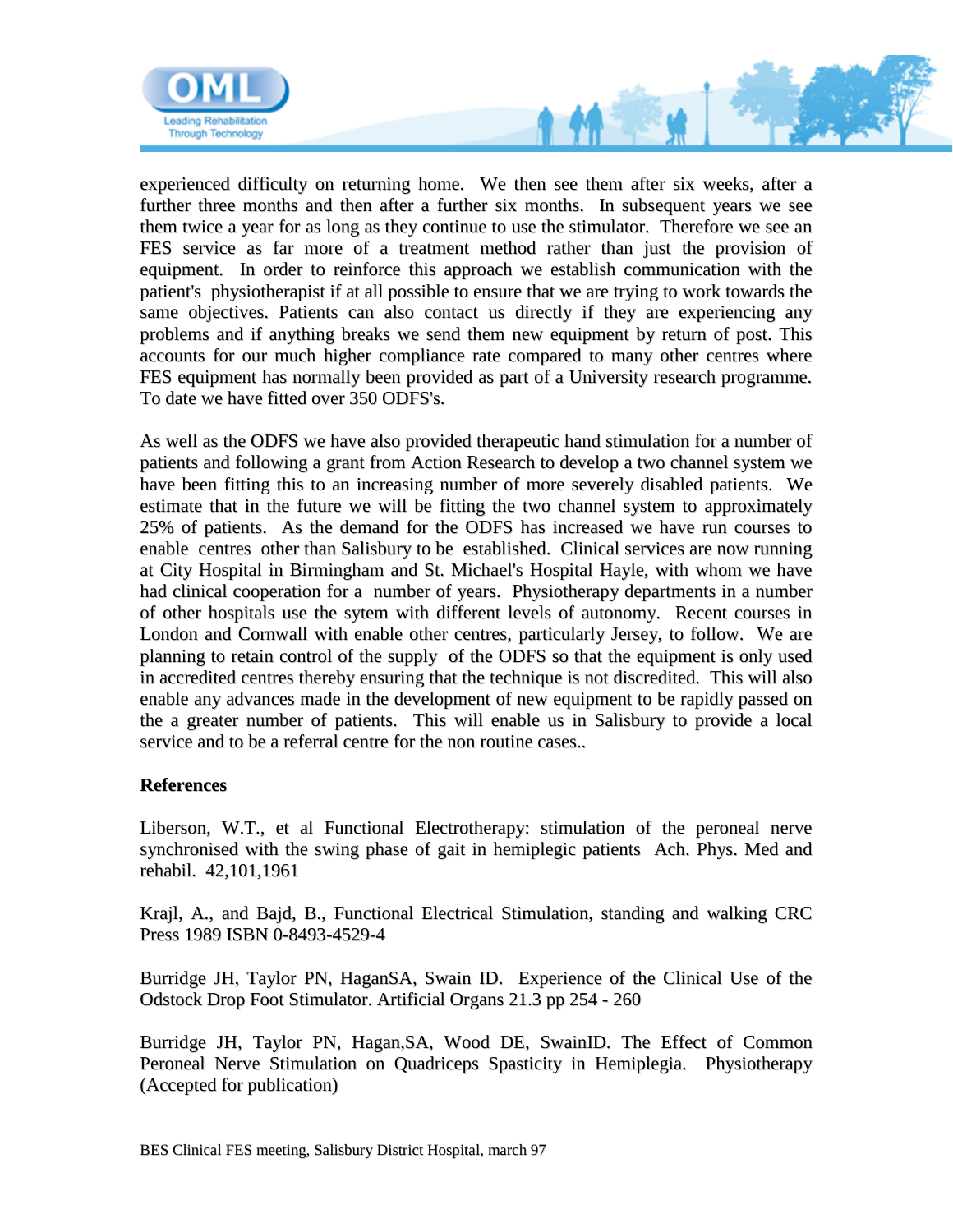experienced difficulty on returning home. We then see them after six weeks, after a further three months and then after a further six months. In subsequent years we see them twice a year for as long as they continue to use the stimulator. Therefore we see an FES service as far more of a treatment method rather than just the provision of equipment. In order to reinforce this approach we establish communication with the patient's physiotherapist if at all possible to ensure that we are trying to work towards the same objectives. Patients can also contact us directly if they are experiencing any problems and if anything breaks we send them new equipment by return of post. This accounts for our much higher compliance rate compared to many other centres where FES equipment has normally been provided as part of a University research programme. To date we have fitted over 350 ODFS's.

As well as the ODFS we have also provided therapeutic hand stimulation for a number of patients and following a grant from Action Research to develop a two channel system we have been fitting this to an increasing number of more severely disabled patients. We estimate that in the future we will be fitting the two channel system to approximately 25% of patients. As the demand for the ODFS has increased we have run courses to enable centres other than Salisbury to be established. Clinical services are now running at City Hospital in Birmingham and St. Michael's Hospital Hayle, with whom we have had clinical cooperation for a number of years. Physiotherapy departments in a number of other hospitals use the sytem with different levels of autonomy. Recent courses in London and Cornwall with enable other centres, particularly Jersey, to follow. We are planning to retain control of the supply of the ODFS so that the equipment is only used in accredited centres thereby ensuring that the technique is not discredited. This will also enable any advances made in the development of new equipment to be rapidly passed on the a greater number of patients. This will enable us in Salisbury to provide a local service and to be a referral centre for the non routine cases..

**References**

Liberson, W.T., et al Functional Electrotherapy: stimulation of the peroneal nerve synchronised with the swing phase of gait in hemiplegic patients Ach. Phys. Med and rehabil. 42,101,1961

Krajl, A., and Bajd, B., Functional Electrical Stimulation, standing and walking CRC Press 1989 ISBN 0-8493-4529-4

Burridge JH, Taylor PN, HaganSA, Swain ID. Experience of the Clinical Use of the Odstock Drop Foot Stimulator. Artificial Organs 21.3 pp 254 - 260

Burridge JH, Taylor PN, Hagan,SA, Wood DE, SwainID. The Effect of Common Peroneal Nerve Stimulation on Quadriceps Spasticity in Hemiplegia. Physiotherapy (Accepted for publication)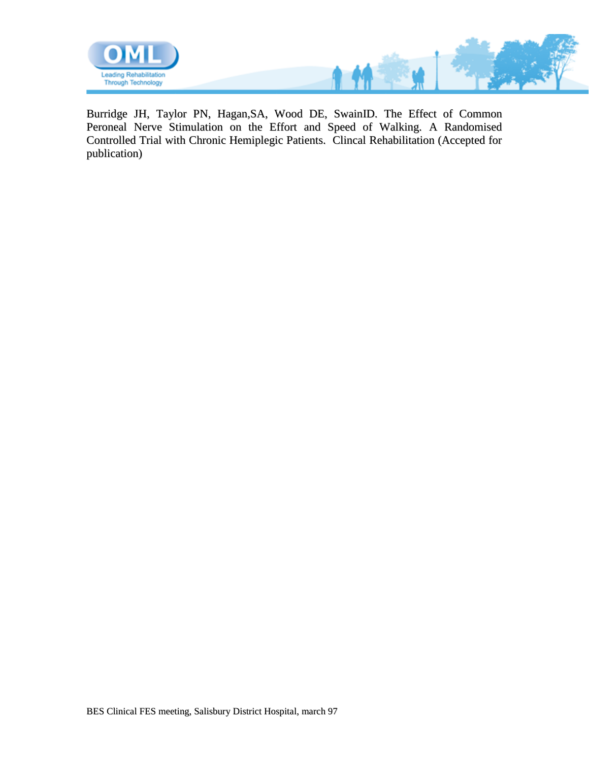Burridge JH, Taylor PN, Hagan,SA, Wood DE, SwainID. The Effect of Common Peroneal Nerve Stimulation on the Effort and Speed of Walking. A Randomised Controlled Trial with Chronic Hemiplegic Patients. Clincal Rehabilitation (Accepted for publication)

BES Clinical FES meeting, Salisbury District Hospital, march 97